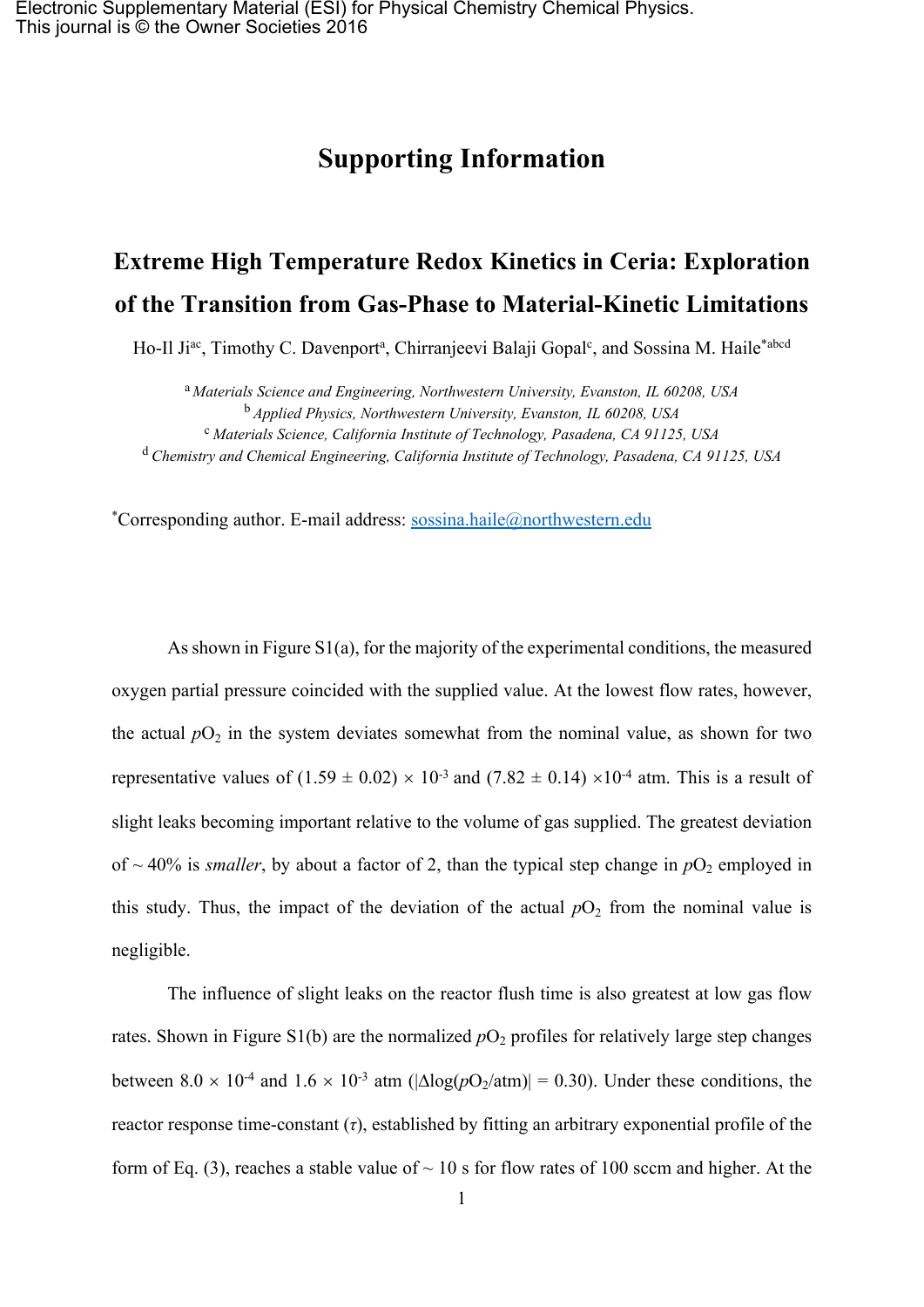# Supporting Information

## Extreme High Temperature Redox Kinetics in Ceria: Exploration of the Transition from Gas-Phase to Material-Kinetic Limitations

Ho-Il Ji[ac], Timothy C. Davenport[a], Chirranjeevi Balaji Gopal[c], and Sossina M. Haile[*abcd]

[a] *Materials Science and Engineering, Northwestern University, Evanston, IL 60208, USA*
[b] *Applied Physics, Northwestern University, Evanston, IL 60208, USA*
[c] *Materials Science, California Institute of Technology, Pasadena, CA 91125, USA*
[d] *Chemistry and Chemical Engineering, California Institute of Technology, Pasadena, CA 91125, USA*

[*]Corresponding author. E-mail address: sossina.haile@northwestern.edu

As shown in Figure S1(a), for the majority of the experimental conditions, the measured oxygen partial pressure coincided with the supplied value. At the lowest flow rates, however, the actual $pO_2$ in the system deviates somewhat from the nominal value, as shown for two representative values of $(1.59 \pm 0.02) \times 10^{-3}$ and $(7.82 \pm 0.14) \times 10^{-4}$ atm. This is a result of slight leaks becoming important relative to the volume of gas supplied. The greatest deviation of ~ 40% is *smaller*, by about a factor of 2, than the typical step change in $pO_2$ employed in this study. Thus, the impact of the deviation of the actual $pO_2$ from the nominal value is negligible.

The influence of slight leaks on the reactor flush time is also greatest at low gas flow rates. Shown in Figure S1(b) are the normalized $pO_2$ profiles for relatively large step changes between $8.0 \times 10^{-4}$ and $1.6 \times 10^{-3}$ atm ($|\Delta\log(pO_2/\text{atm})| = 0.30$). Under these conditions, the reactor response time-constant ($\tau$), established by fitting an arbitrary exponential profile of the form of Eq. (3), reaches a stable value of ~ 10 s for flow rates of 100 sccm and higher. At the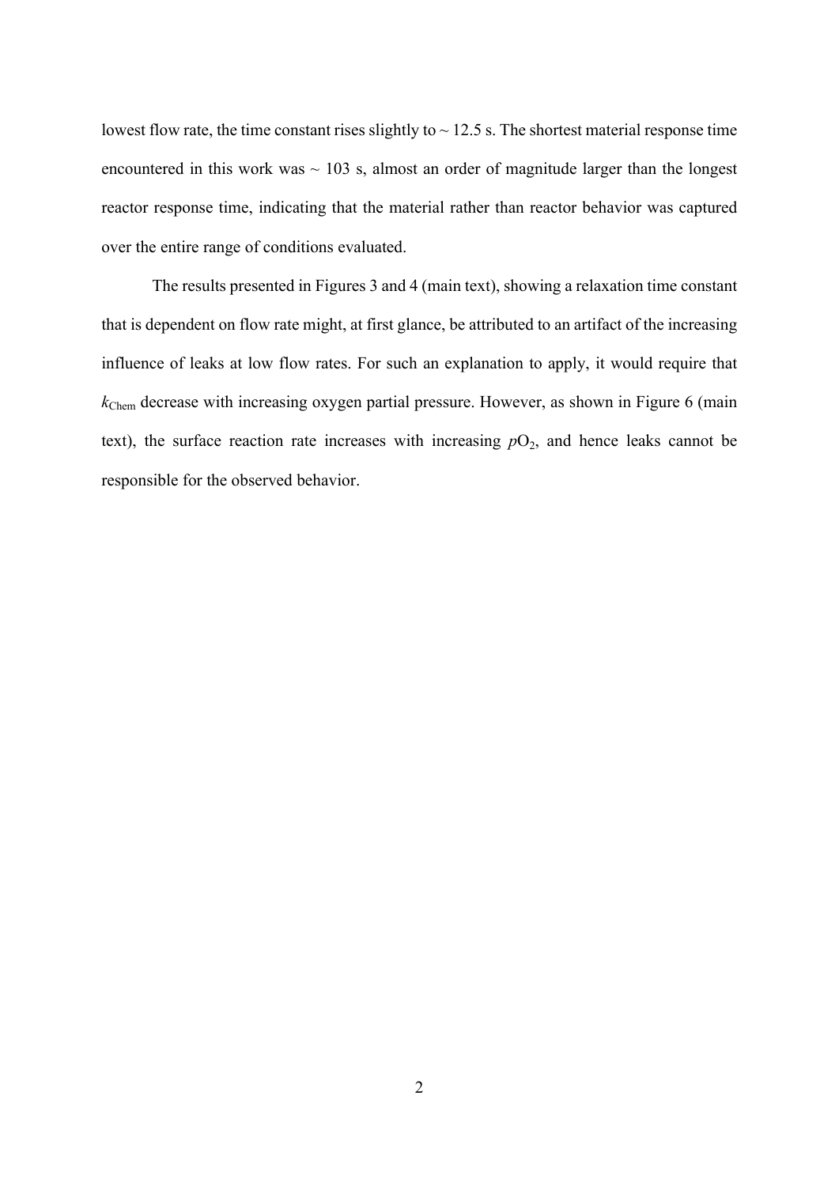lowest flow rate, the time constant rises slightly to ~ 12.5 s. The shortest material response time encountered in this work was ~ 103 s, almost an order of magnitude larger than the longest reactor response time, indicating that the material rather than reactor behavior was captured over the entire range of conditions evaluated.

The results presented in Figures 3 and 4 (main text), showing a relaxation time constant that is dependent on flow rate might, at first glance, be attributed to an artifact of the increasing influence of leaks at low flow rates. For such an explanation to apply, it would require that $k_{Chem}$ decrease with increasing oxygen partial pressure. However, as shown in Figure 6 (main text), the surface reaction rate increases with increasing $pO_2$, and hence leaks cannot be responsible for the observed behavior.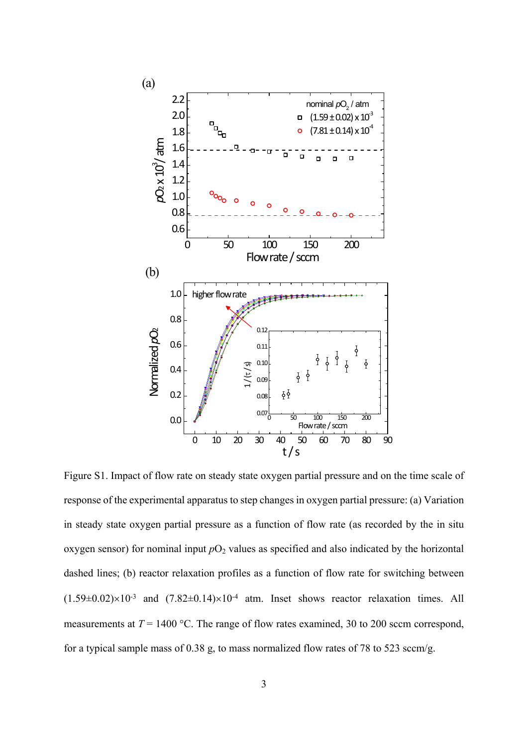(a)

nominal $pO_2$ / atm

$(1.59 \pm 0.02) \times 10^{-3}$

$(7.81 \pm 0.14) \times 10^{-4}$

$pO_2 \times 10^3$ / atm

2.2
2.0
1.8
1.6
1.4
1.2
1.0
0.8
0.6

0 50 100 150 200

Flow rate / sccm

(b)

higher flow rate

Normalized $pO_2$

1.0
0.8
0.6
0.4
0.2
0.0

0 10 20 30 40 50 60 70 80 90

t / s

$1/(\tau/s)$

0.12
0.11
0.10
0.09
0.08
0.07

0 50 100 150 200

Flow rate / sccm

Figure S1. Impact of flow rate on steady state oxygen partial pressure and on the time scale of response of the experimental apparatus to step changes in oxygen partial pressure: (a) Variation in steady state oxygen partial pressure as a function of flow rate (as recorded by the in situ oxygen sensor) for nominal input $pO_2$ values as specified and also indicated by the horizontal dashed lines; (b) reactor relaxation profiles as a function of flow rate for switching between $(1.59\pm0.02)\times10^{-3}$ and $(7.82\pm0.14)\times10^{-4}$ atm. Inset shows reactor relaxation times. All measurements at $T$ = 1400 °C. The range of flow rates examined, 30 to 200 sccm correspond, for a typical sample mass of 0.38 g, to mass normalized flow rates of 78 to 523 sccm/g.